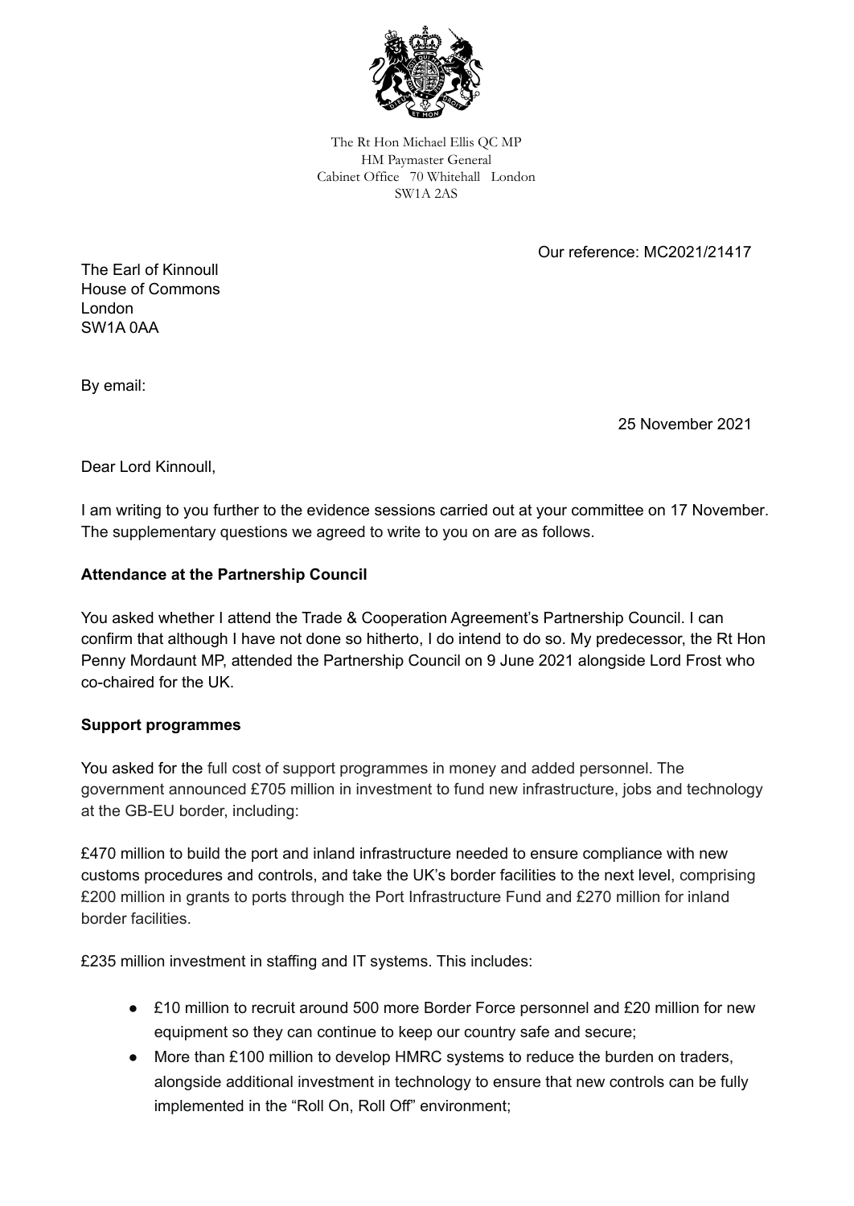The Rt Hon Michael Ellis QC MP
HM Paymaster General
Cabinet Office 70 Whitehall London
SW1A 2AS

Our reference: MC2021/21417

The Earl of Kinnoull
House of Commons
London
SW1A 0AA

By email:

25 November 2021

Dear Lord Kinnoull,

I am writing to you further to the evidence sessions carried out at your committee on 17 November. The supplementary questions we agreed to write to you on are as follows.

**Attendance at the Partnership Council**

You asked whether I attend the Trade & Cooperation Agreement's Partnership Council. I can confirm that although I have not done so hitherto, I do intend to do so. My predecessor, the Rt Hon Penny Mordaunt MP, attended the Partnership Council on 9 June 2021 alongside Lord Frost who co-chaired for the UK.

**Support programmes**

You asked for the full cost of support programmes in money and added personnel. The government announced £705 million in investment to fund new infrastructure, jobs and technology at the GB-EU border, including:

£470 million to build the port and inland infrastructure needed to ensure compliance with new customs procedures and controls, and take the UK's border facilities to the next level, comprising £200 million in grants to ports through the Port Infrastructure Fund and £270 million for inland border facilities.

£235 million investment in staffing and IT systems. This includes:

- £10 million to recruit around 500 more Border Force personnel and £20 million for new equipment so they can continue to keep our country safe and secure;
- More than £100 million to develop HMRC systems to reduce the burden on traders, alongside additional investment in technology to ensure that new controls can be fully implemented in the "Roll On, Roll Off" environment;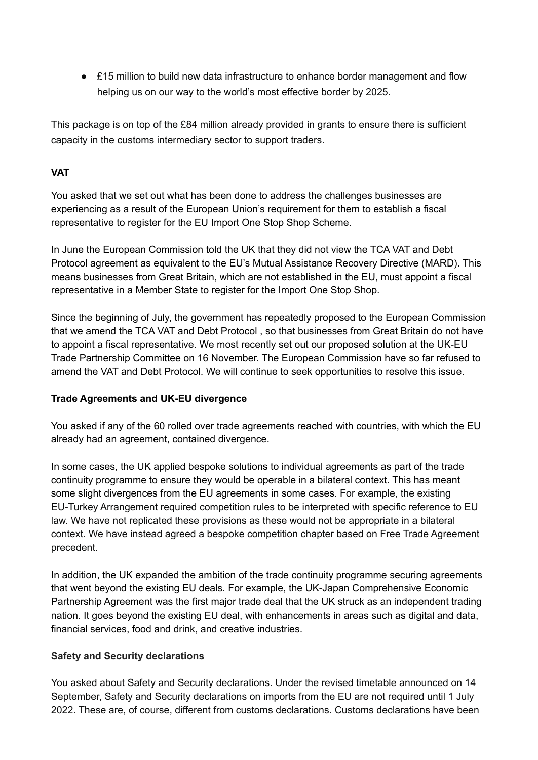- £15 million to build new data infrastructure to enhance border management and flow helping us on our way to the world's most effective border by 2025.

This package is on top of the £84 million already provided in grants to ensure there is sufficient capacity in the customs intermediary sector to support traders.

**VAT**

You asked that we set out what has been done to address the challenges businesses are experiencing as a result of the European Union's requirement for them to establish a fiscal representative to register for the EU Import One Stop Shop Scheme.

In June the European Commission told the UK that they did not view the TCA VAT and Debt Protocol agreement as equivalent to the EU's Mutual Assistance Recovery Directive (MARD). This means businesses from Great Britain, which are not established in the EU, must appoint a fiscal representative in a Member State to register for the Import One Stop Shop.

Since the beginning of July, the government has repeatedly proposed to the European Commission that we amend the TCA VAT and Debt Protocol , so that businesses from Great Britain do not have to appoint a fiscal representative. We most recently set out our proposed solution at the UK-EU Trade Partnership Committee on 16 November. The European Commission have so far refused to amend the VAT and Debt Protocol. We will continue to seek opportunities to resolve this issue.

**Trade Agreements and UK-EU divergence**

You asked if any of the 60 rolled over trade agreements reached with countries, with which the EU already had an agreement, contained divergence.

In some cases, the UK applied bespoke solutions to individual agreements as part of the trade continuity programme to ensure they would be operable in a bilateral context. This has meant some slight divergences from the EU agreements in some cases. For example, the existing EU-Turkey Arrangement required competition rules to be interpreted with specific reference to EU law. We have not replicated these provisions as these would not be appropriate in a bilateral context. We have instead agreed a bespoke competition chapter based on Free Trade Agreement precedent.

In addition, the UK expanded the ambition of the trade continuity programme securing agreements that went beyond the existing EU deals. For example, the UK-Japan Comprehensive Economic Partnership Agreement was the first major trade deal that the UK struck as an independent trading nation. It goes beyond the existing EU deal, with enhancements in areas such as digital and data, financial services, food and drink, and creative industries.

**Safety and Security declarations**

You asked about Safety and Security declarations. Under the revised timetable announced on 14 September, Safety and Security declarations on imports from the EU are not required until 1 July 2022. These are, of course, different from customs declarations. Customs declarations have been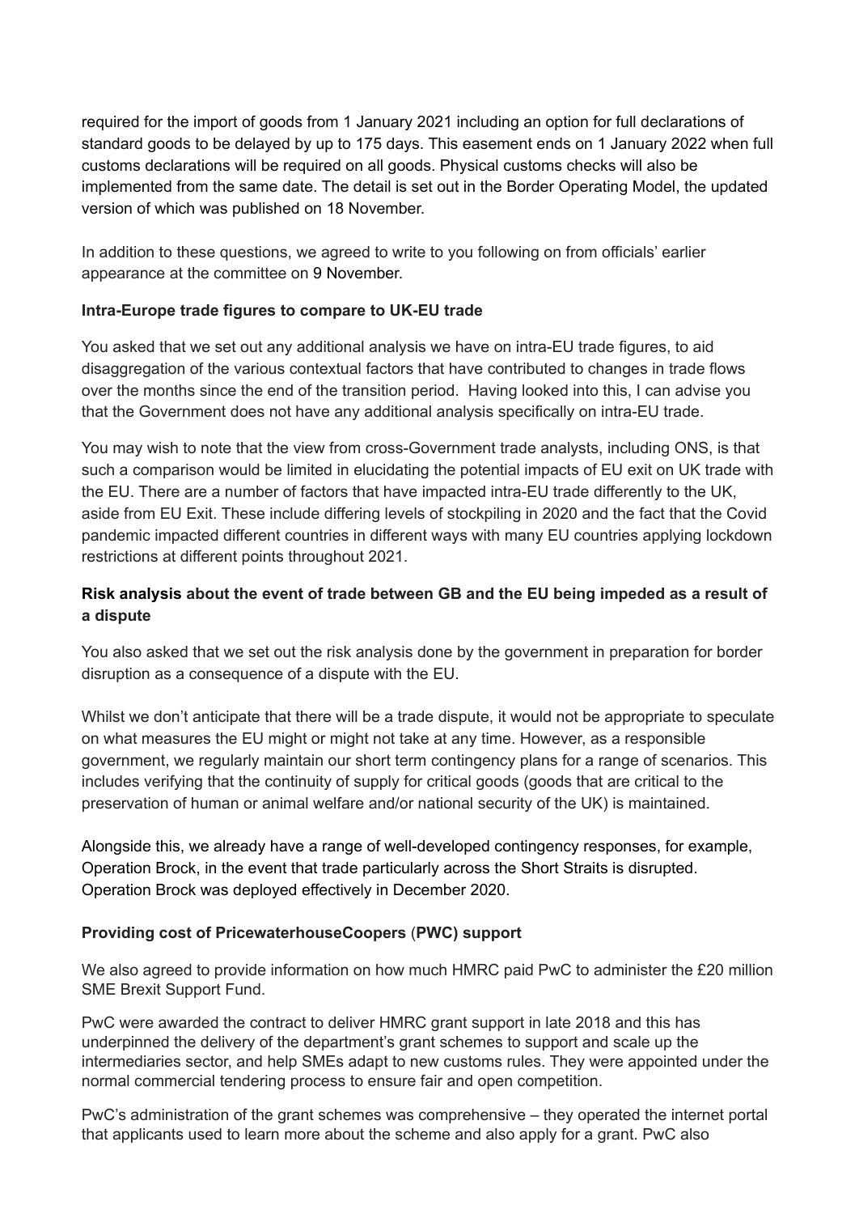required for the import of goods from 1 January 2021 including an option for full declarations of standard goods to be delayed by up to 175 days. This easement ends on 1 January 2022 when full customs declarations will be required on all goods. Physical customs checks will also be implemented from the same date. The detail is set out in the Border Operating Model, the updated version of which was published on 18 November.

In addition to these questions, we agreed to write to you following on from officials' earlier appearance at the committee on 9 November.

**Intra-Europe trade figures to compare to UK-EU trade**

You asked that we set out any additional analysis we have on intra-EU trade figures, to aid disaggregation of the various contextual factors that have contributed to changes in trade flows over the months since the end of the transition period. Having looked into this, I can advise you that the Government does not have any additional analysis specifically on intra-EU trade.

You may wish to note that the view from cross-Government trade analysts, including ONS, is that such a comparison would be limited in elucidating the potential impacts of EU exit on UK trade with the EU. There are a number of factors that have impacted intra-EU trade differently to the UK, aside from EU Exit. These include differing levels of stockpiling in 2020 and the fact that the Covid pandemic impacted different countries in different ways with many EU countries applying lockdown restrictions at different points throughout 2021.

**Risk analysis about the event of trade between GB and the EU being impeded as a result of a dispute**

You also asked that we set out the risk analysis done by the government in preparation for border disruption as a consequence of a dispute with the EU.

Whilst we don't anticipate that there will be a trade dispute, it would not be appropriate to speculate on what measures the EU might or might not take at any time. However, as a responsible government, we regularly maintain our short term contingency plans for a range of scenarios. This includes verifying that the continuity of supply for critical goods (goods that are critical to the preservation of human or animal welfare and/or national security of the UK) is maintained.

Alongside this, we already have a range of well-developed contingency responses, for example, Operation Brock, in the event that trade particularly across the Short Straits is disrupted. Operation Brock was deployed effectively in December 2020.

**Providing cost of PricewaterhouseCoopers (PWC) support**

We also agreed to provide information on how much HMRC paid PwC to administer the £20 million SME Brexit Support Fund.

PwC were awarded the contract to deliver HMRC grant support in late 2018 and this has underpinned the delivery of the department's grant schemes to support and scale up the intermediaries sector, and help SMEs adapt to new customs rules. They were appointed under the normal commercial tendering process to ensure fair and open competition.

PwC's administration of the grant schemes was comprehensive – they operated the internet portal that applicants used to learn more about the scheme and also apply for a grant. PwC also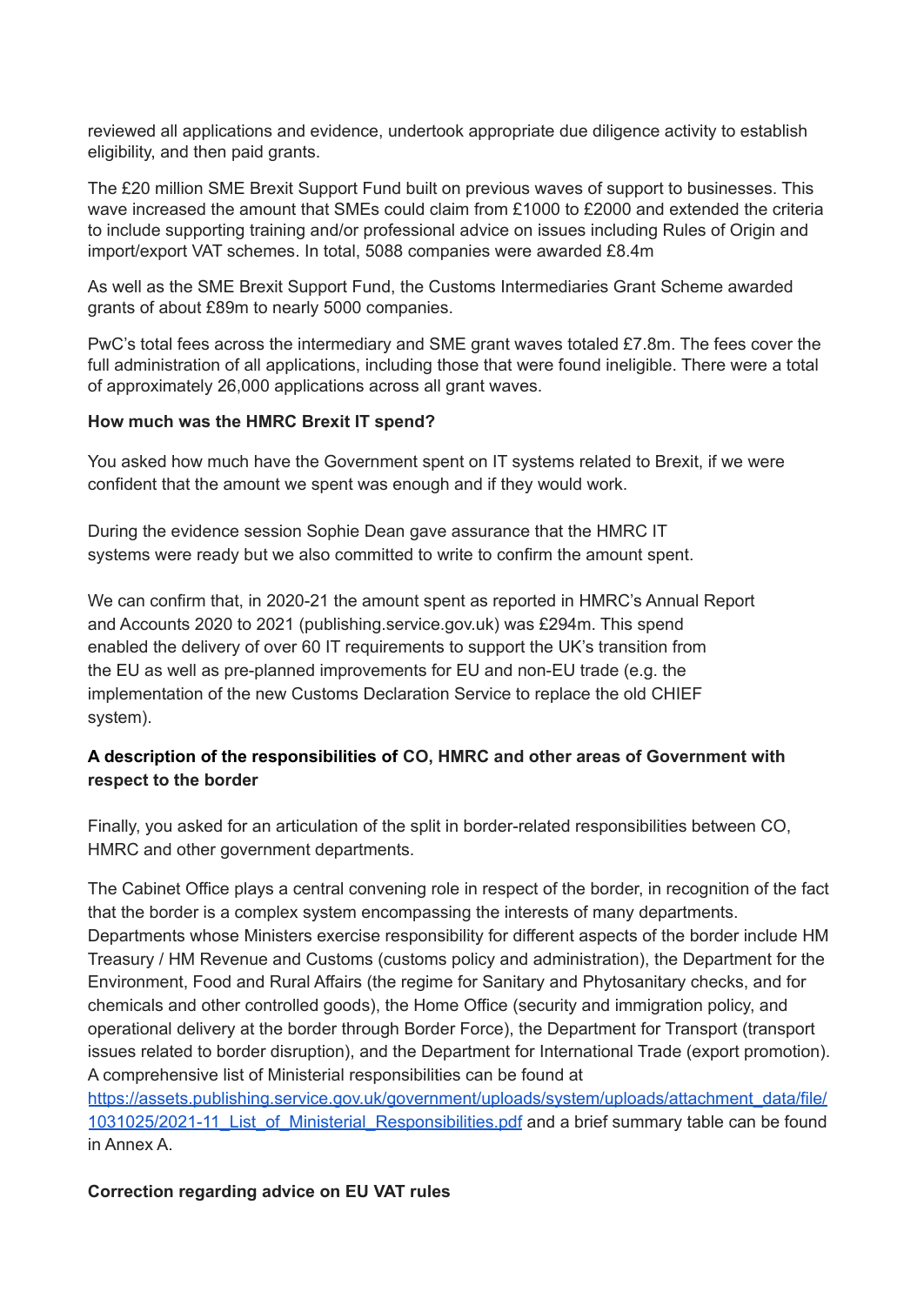reviewed all applications and evidence, undertook appropriate due diligence activity to establish eligibility, and then paid grants.

The £20 million SME Brexit Support Fund built on previous waves of support to businesses. This wave increased the amount that SMEs could claim from £1000 to £2000 and extended the criteria to include supporting training and/or professional advice on issues including Rules of Origin and import/export VAT schemes. In total, 5088 companies were awarded £8.4m

As well as the SME Brexit Support Fund, the Customs Intermediaries Grant Scheme awarded grants of about £89m to nearly 5000 companies.

PwC's total fees across the intermediary and SME grant waves totaled £7.8m. The fees cover the full administration of all applications, including those that were found ineligible. There were a total of approximately 26,000 applications across all grant waves.

**How much was the HMRC Brexit IT spend?**

You asked how much have the Government spent on IT systems related to Brexit, if we were confident that the amount we spent was enough and if they would work.

During the evidence session Sophie Dean gave assurance that the HMRC IT systems were ready but we also committed to write to confirm the amount spent.

We can confirm that, in 2020-21 the amount spent as reported in HMRC's Annual Report and Accounts 2020 to 2021 (publishing.service.gov.uk) was £294m. This spend enabled the delivery of over 60 IT requirements to support the UK's transition from the EU as well as pre-planned improvements for EU and non-EU trade (e.g. the implementation of the new Customs Declaration Service to replace the old CHIEF system).

**A description of the responsibilities of CO, HMRC and other areas of Government with respect to the border**

Finally, you asked for an articulation of the split in border-related responsibilities between CO, HMRC and other government departments.

The Cabinet Office plays a central convening role in respect of the border, in recognition of the fact that the border is a complex system encompassing the interests of many departments. Departments whose Ministers exercise responsibility for different aspects of the border include HM Treasury / HM Revenue and Customs (customs policy and administration), the Department for the Environment, Food and Rural Affairs (the regime for Sanitary and Phytosanitary checks, and for chemicals and other controlled goods), the Home Office (security and immigration policy, and operational delivery at the border through Border Force), the Department for Transport (transport issues related to border disruption), and the Department for International Trade (export promotion). A comprehensive list of Ministerial responsibilities can be found at https://assets.publishing.service.gov.uk/government/uploads/system/uploads/attachment_data/file/1031025/2021-11_List_of_Ministerial_Responsibilities.pdf and a brief summary table can be found in Annex A.

**Correction regarding advice on EU VAT rules**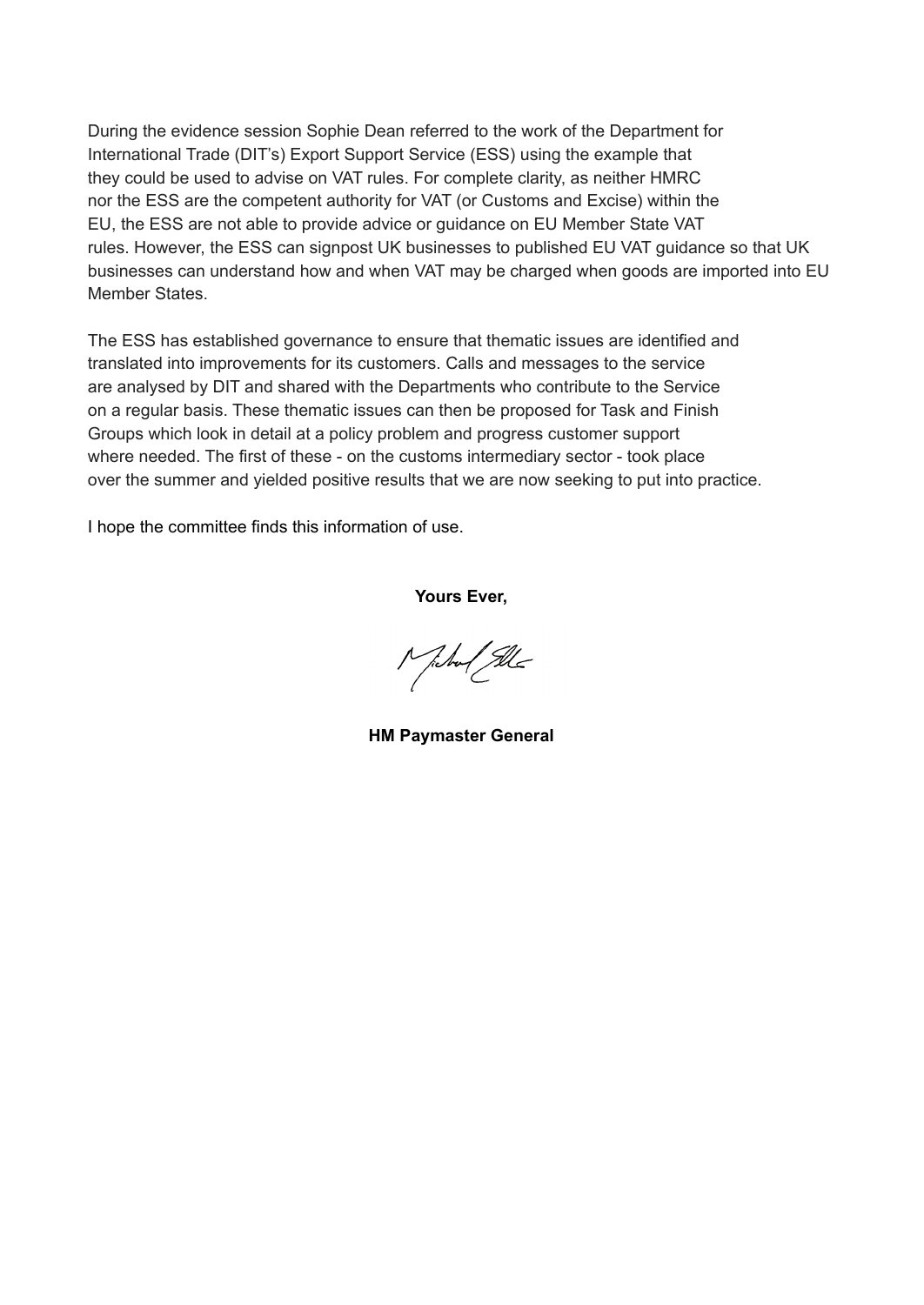During the evidence session Sophie Dean referred to the work of the Department for International Trade (DIT's) Export Support Service (ESS) using the example that they could be used to advise on VAT rules. For complete clarity, as neither HMRC nor the ESS are the competent authority for VAT (or Customs and Excise) within the EU, the ESS are not able to provide advice or guidance on EU Member State VAT rules. However, the ESS can signpost UK businesses to published EU VAT guidance so that UK businesses can understand how and when VAT may be charged when goods are imported into EU Member States.

The ESS has established governance to ensure that thematic issues are identified and translated into improvements for its customers. Calls and messages to the service are analysed by DIT and shared with the Departments who contribute to the Service on a regular basis. These thematic issues can then be proposed for Task and Finish Groups which look in detail at a policy problem and progress customer support where needed. The first of these - on the customs intermediary sector - took place over the summer and yielded positive results that we are now seeking to put into practice.

I hope the committee finds this information of use.

**Yours Ever,**

**HM Paymaster General**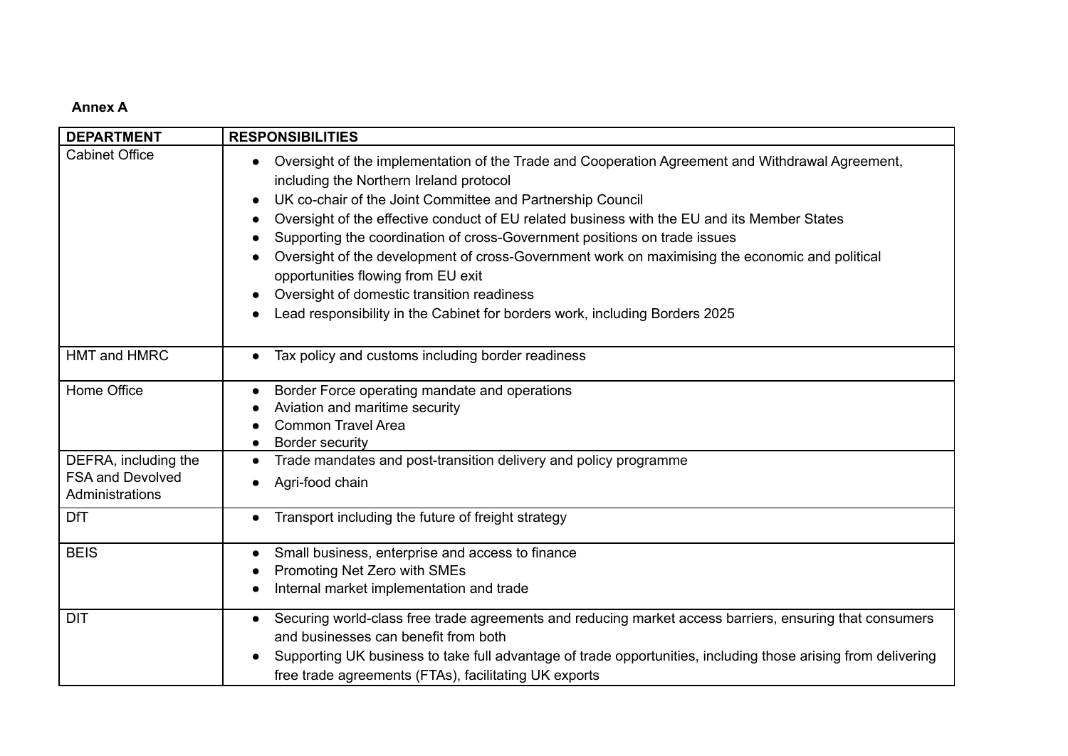**Annex A**

| DEPARTMENT | RESPONSIBILITIES |
|---|---|
| Cabinet Office | • Oversight of the implementation of the Trade and Cooperation Agreement and Withdrawal Agreement, including the Northern Ireland protocol<br>• UK co-chair of the Joint Committee and Partnership Council<br>• Oversight of the effective conduct of EU related business with the EU and its Member States<br>• Supporting the coordination of cross-Government positions on trade issues<br>• Oversight of the development of cross-Government work on maximising the economic and political opportunities flowing from EU exit<br>• Oversight of domestic transition readiness<br>• Lead responsibility in the Cabinet for borders work, including Borders 2025 |
| HMT and HMRC | • Tax policy and customs including border readiness |
| Home Office | • Border Force operating mandate and operations<br>• Aviation and maritime security<br>• Common Travel Area<br>• Border security |
| DEFRA, including the FSA and Devolved Administrations | • Trade mandates and post-transition delivery and policy programme<br>• Agri-food chain |
| DfT | • Transport including the future of freight strategy |
| BEIS | • Small business, enterprise and access to finance<br>• Promoting Net Zero with SMEs<br>• Internal market implementation and trade |
| DIT | • Securing world-class free trade agreements and reducing market access barriers, ensuring that consumers and businesses can benefit from both<br>• Supporting UK business to take full advantage of trade opportunities, including those arising from delivering free trade agreements (FTAs), facilitating UK exports |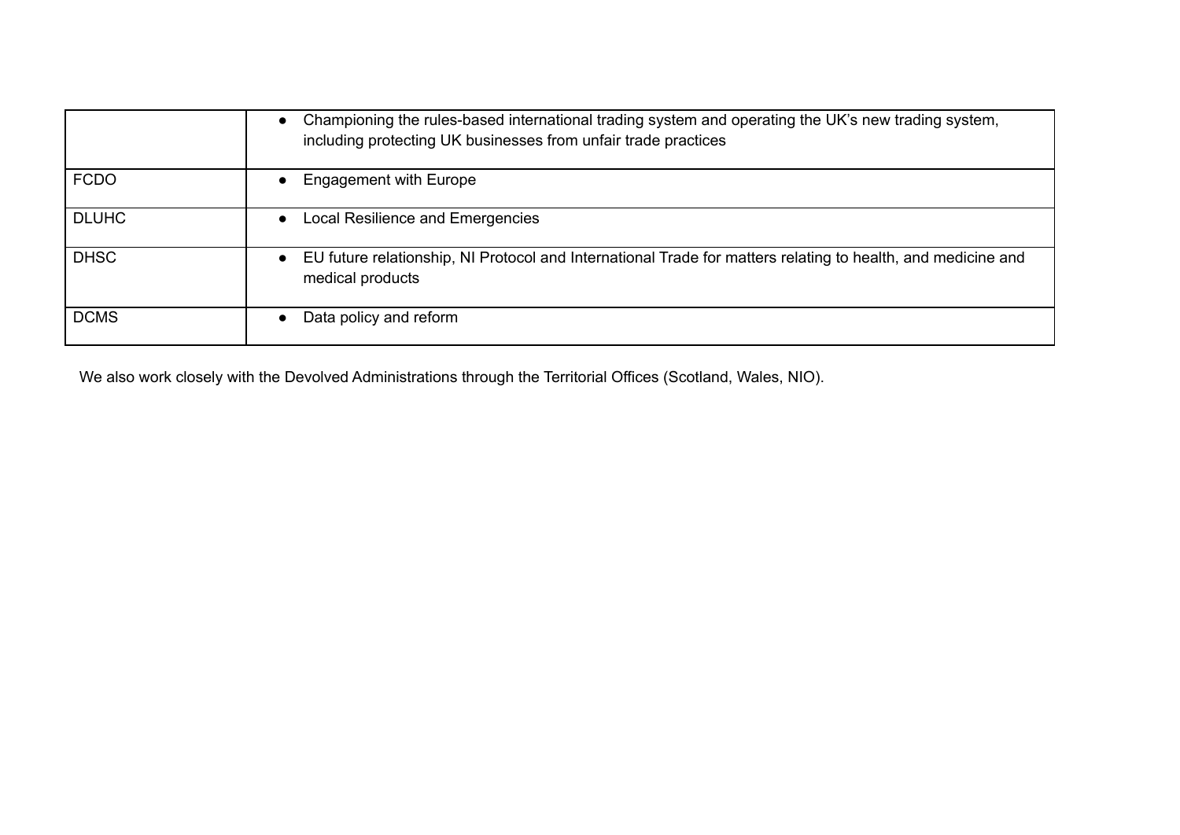| | |
|---|---|
| | • Championing the rules-based international trading system and operating the UK's new trading system, including protecting UK businesses from unfair trade practices |
| FCDO | • Engagement with Europe |
| DLUHC | • Local Resilience and Emergencies |
| DHSC | • EU future relationship, NI Protocol and International Trade for matters relating to health, and medicine and medical products |
| DCMS | • Data policy and reform |

We also work closely with the Devolved Administrations through the Territorial Offices (Scotland, Wales, NIO).